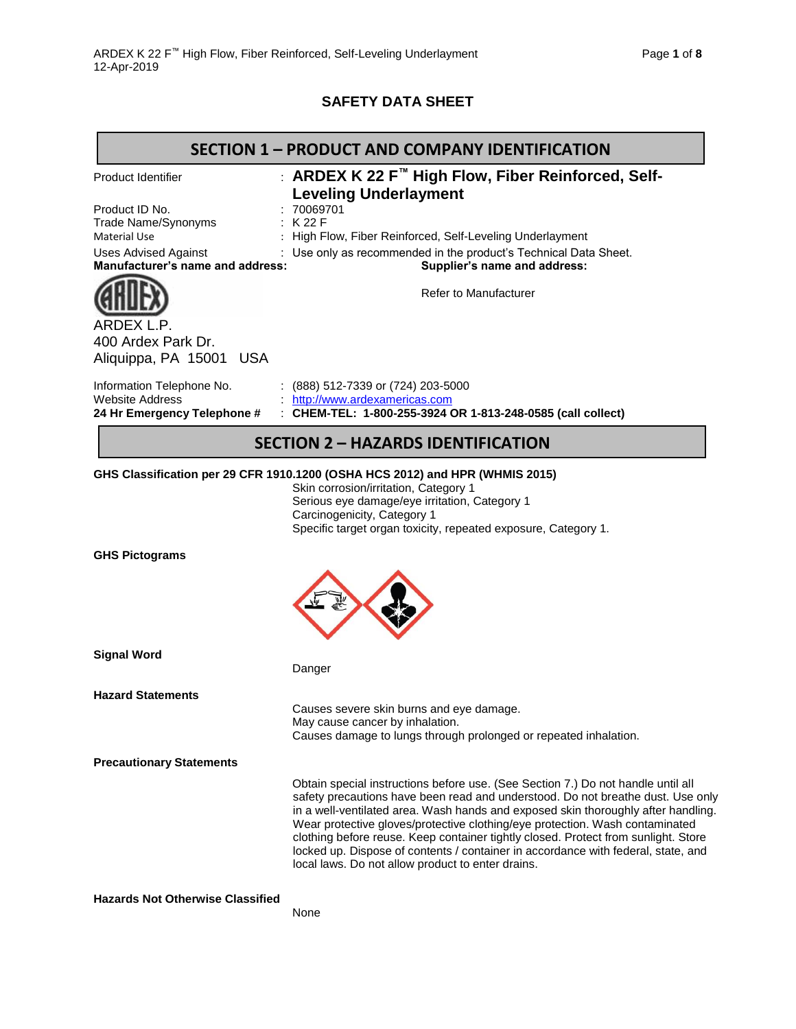# SAFETY DATA SHEET

## SECTION 1 – PRODUCT AND COMPANY IDENTIFICATION

Product Identifier : **ARDEX K 22 F™ High Flow, Fiber Reinforced, Self-Leveling Underlayment**

Product ID No. : 70069701

Trade Name/Synonyms : K 22 F

Material Use : High Flow, Fiber Reinforced, Self-Leveling Underlayment

Uses Advised Against : Use only as recommended in the product's Technical Data Sheet.

**Manufacturer's name and address:**

ARDEX L.P.
400 Ardex Park Dr.
Aliquippa, PA 15001 USA

**Supplier's name and address:**

Refer to Manufacturer

Information Telephone No. : (888) 512-7339 or (724) 203-5000

Website Address : http://www.ardexamericas.com

**24 Hr Emergency Telephone #** : **CHEM-TEL: 1-800-255-3924 OR 1-813-248-0585 (call collect)**

## SECTION 2 – HAZARDS IDENTIFICATION

**GHS Classification per 29 CFR 1910.1200 (OSHA HCS 2012) and HPR (WHMIS 2015)**

Skin corrosion/irritation, Category 1
Serious eye damage/eye irritation, Category 1
Carcinogenicity, Category 1
Specific target organ toxicity, repeated exposure, Category 1.

**GHS Pictograms**

**Signal Word**

Danger

**Hazard Statements**

Causes severe skin burns and eye damage.
May cause cancer by inhalation.
Causes damage to lungs through prolonged or repeated inhalation.

**Precautionary Statements**

Obtain special instructions before use. (See Section 7.) Do not handle until all safety precautions have been read and understood. Do not breathe dust. Use only in a well-ventilated area. Wash hands and exposed skin thoroughly after handling. Wear protective gloves/protective clothing/eye protection. Wash contaminated clothing before reuse. Keep container tightly closed. Protect from sunlight. Store locked up. Dispose of contents / container in accordance with federal, state, and local laws. Do not allow product to enter drains.

**Hazards Not Otherwise Classified**

None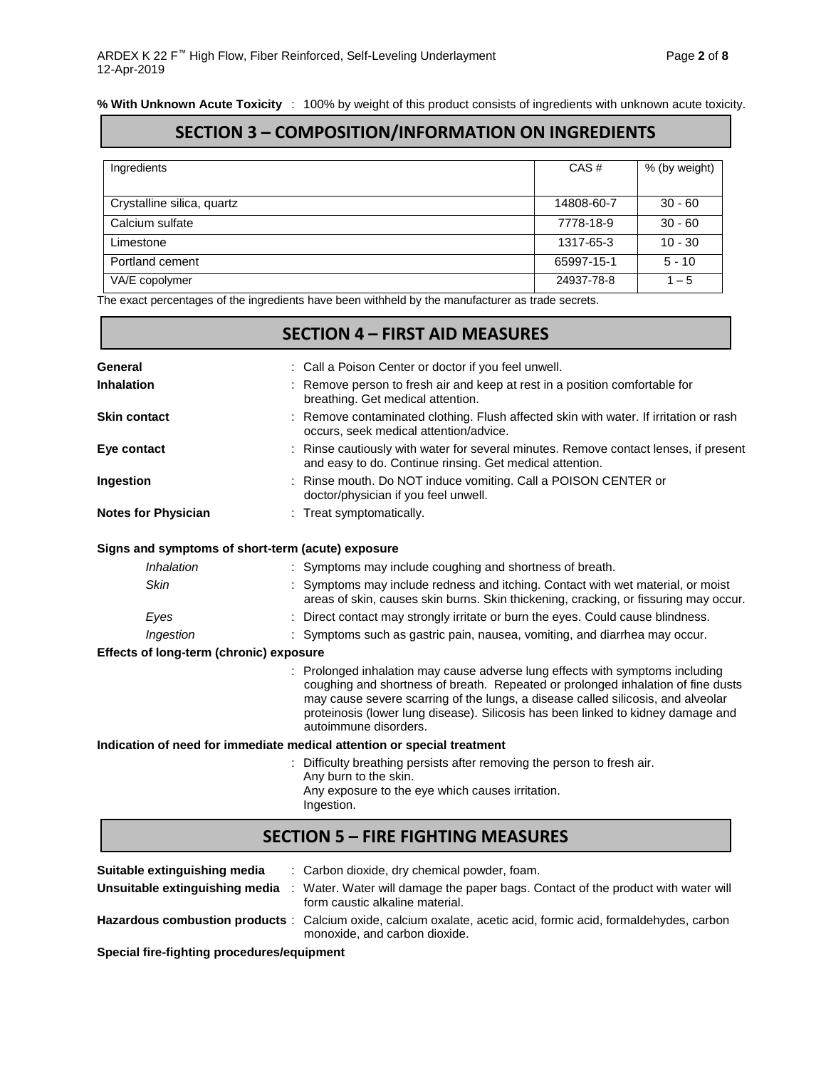**% With Unknown Acute Toxicity** : 100% by weight of this product consists of ingredients with unknown acute toxicity.

## SECTION 3 – COMPOSITION/INFORMATION ON INGREDIENTS

| Ingredients | CAS # | % (by weight) |
|---|---|---|
| Crystalline silica, quartz | 14808-60-7 | 30 - 60 |
| Calcium sulfate | 7778-18-9 | 30 - 60 |
| Limestone | 1317-65-3 | 10 - 30 |
| Portland cement | 65997-15-1 | 5 - 10 |
| VA/E copolymer | 24937-78-8 | 1 – 5 |

The exact percentages of the ingredients have been withheld by the manufacturer as trade secrets.

## SECTION 4 – FIRST AID MEASURES

**General** : Call a Poison Center or doctor if you feel unwell.

**Inhalation** : Remove person to fresh air and keep at rest in a position comfortable for breathing. Get medical attention.

**Skin contact** : Remove contaminated clothing. Flush affected skin with water. If irritation or rash occurs, seek medical attention/advice.

**Eye contact** : Rinse cautiously with water for several minutes. Remove contact lenses, if present and easy to do. Continue rinsing. Get medical attention.

**Ingestion** : Rinse mouth. Do NOT induce vomiting. Call a POISON CENTER or doctor/physician if you feel unwell.

**Notes for Physician** : Treat symptomatically.

**Signs and symptoms of short-term (acute) exposure**

*Inhalation* : Symptoms may include coughing and shortness of breath.

*Skin* : Symptoms may include redness and itching. Contact with wet material, or moist areas of skin, causes skin burns. Skin thickening, cracking, or fissuring may occur.

*Eyes* : Direct contact may strongly irritate or burn the eyes. Could cause blindness.

*Ingestion* : Symptoms such as gastric pain, nausea, vomiting, and diarrhea may occur.

**Effects of long-term (chronic) exposure**

: Prolonged inhalation may cause adverse lung effects with symptoms including coughing and shortness of breath. Repeated or prolonged inhalation of fine dusts may cause severe scarring of the lungs, a disease called silicosis, and alveolar proteinosis (lower lung disease). Silicosis has been linked to kidney damage and autoimmune disorders.

**Indication of need for immediate medical attention or special treatment**

: Difficulty breathing persists after removing the person to fresh air.
Any burn to the skin.
Any exposure to the eye which causes irritation.
Ingestion.

## SECTION 5 – FIRE FIGHTING MEASURES

**Suitable extinguishing media** : Carbon dioxide, dry chemical powder, foam.

**Unsuitable extinguishing media** : Water. Water will damage the paper bags. Contact of the product with water will form caustic alkaline material.

**Hazardous combustion products** : Calcium oxide, calcium oxalate, acetic acid, formic acid, formaldehydes, carbon monoxide, and carbon dioxide.

**Special fire-fighting procedures/equipment**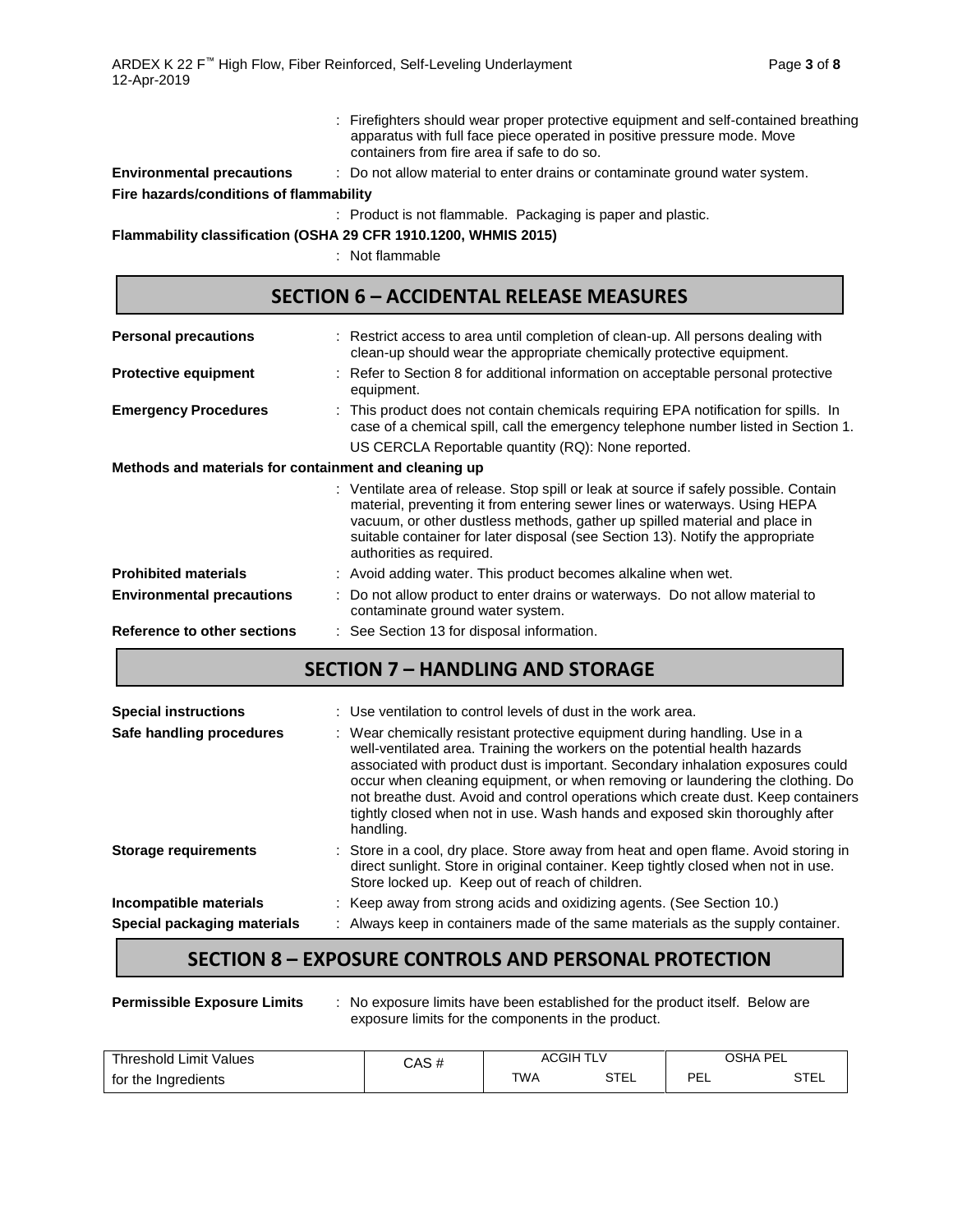: Firefighters should wear proper protective equipment and self-contained breathing apparatus with full face piece operated in positive pressure mode. Move containers from fire area if safe to do so.

**Environmental precautions** : Do not allow material to enter drains or contaminate ground water system.

**Fire hazards/conditions of flammability**

: Product is not flammable. Packaging is paper and plastic.

**Flammability classification (OSHA 29 CFR 1910.1200, WHMIS 2015)**

: Not flammable

## SECTION 6 – ACCIDENTAL RELEASE MEASURES

**Personal precautions** : Restrict access to area until completion of clean-up. All persons dealing with clean-up should wear the appropriate chemically protective equipment.

**Protective equipment** : Refer to Section 8 for additional information on acceptable personal protective equipment.

**Emergency Procedures** : This product does not contain chemicals requiring EPA notification for spills. In case of a chemical spill, call the emergency telephone number listed in Section 1.

US CERCLA Reportable quantity (RQ): None reported.

**Methods and materials for containment and cleaning up**

: Ventilate area of release. Stop spill or leak at source if safely possible. Contain material, preventing it from entering sewer lines or waterways. Using HEPA vacuum, or other dustless methods, gather up spilled material and place in suitable container for later disposal (see Section 13). Notify the appropriate authorities as required.

**Prohibited materials** : Avoid adding water. This product becomes alkaline when wet.

**Environmental precautions** : Do not allow product to enter drains or waterways. Do not allow material to contaminate ground water system.

**Reference to other sections** : See Section 13 for disposal information.

## SECTION 7 – HANDLING AND STORAGE

**Special instructions** : Use ventilation to control levels of dust in the work area.

**Safe handling procedures** : Wear chemically resistant protective equipment during handling. Use in a well-ventilated area. Training the workers on the potential health hazards associated with product dust is important. Secondary inhalation exposures could occur when cleaning equipment, or when removing or laundering the clothing. Do not breathe dust. Avoid and control operations which create dust. Keep containers tightly closed when not in use. Wash hands and exposed skin thoroughly after handling.

**Storage requirements** : Store in a cool, dry place. Store away from heat and open flame. Avoid storing in direct sunlight. Store in original container. Keep tightly closed when not in use. Store locked up. Keep out of reach of children.

**Incompatible materials** : Keep away from strong acids and oxidizing agents. (See Section 10.)

**Special packaging materials** : Always keep in containers made of the same materials as the supply container.

## SECTION 8 – EXPOSURE CONTROLS AND PERSONAL PROTECTION

**Permissible Exposure Limits** : No exposure limits have been established for the product itself. Below are exposure limits for the components in the product.

| Threshold Limit Values for the Ingredients | CAS # | ACGIH TLV | | OSHA PEL | |
|---|---|---|---|---|---|
| | | TWA | STEL | PEL | STEL |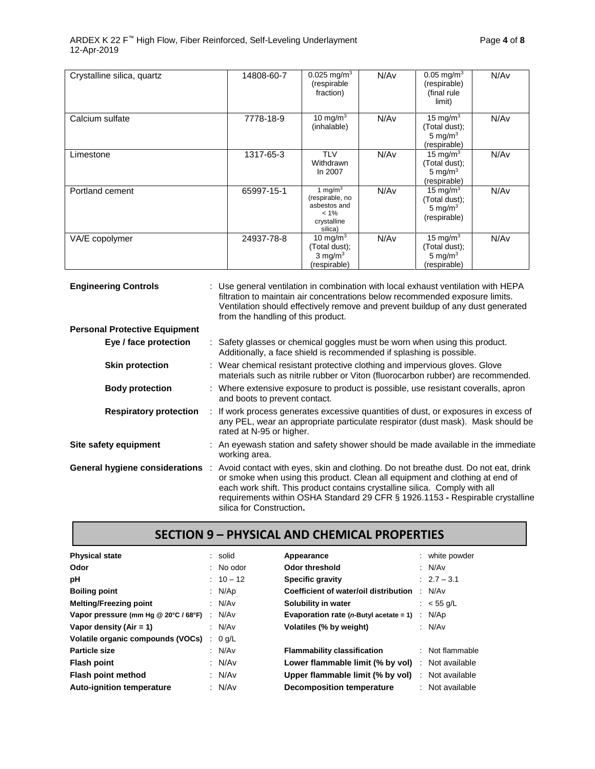| Crystalline silica, quartz | 14808-60-7 | 0.025 mg/m$^3$ (respirable fraction) | N/Av | 0.05 mg/m$^3$ (respirable) (final rule limit) | N/Av |
|---|---|---|---|---|---|
| Calcium sulfate | 7778-18-9 | 10 mg/m$^3$ (inhalable) | N/Av | 15 mg/m$^3$ (Total dust); 5 mg/m$^3$ (respirable) | N/Av |
| Limestone | 1317-65-3 | TLV Withdrawn In 2007 | N/Av | 15 mg/m$^3$ (Total dust); 5 mg/m$^3$ (respirable) | N/Av |
| Portland cement | 65997-15-1 | 1 mg/m$^3$ (respirable, no asbestos and < 1% crystalline silica) | N/Av | 15 mg/m$^3$ (Total dust); 5 mg/m$^3$ (respirable) | N/Av |
| VA/E copolymer | 24937-78-8 | 10 mg/m$^3$ (Total dust); 3 mg/m$^3$ (respirable) | N/Av | 15 mg/m$^3$ (Total dust); 5 mg/m$^3$ (respirable) | N/Av |

**Engineering Controls** : Use general ventilation in combination with local exhaust ventilation with HEPA filtration to maintain air concentrations below recommended exposure limits. Ventilation should effectively remove and prevent buildup of any dust generated from the handling of this product.

**Personal Protective Equipment**

**Eye / face protection** : Safety glasses or chemical goggles must be worn when using this product. Additionally, a face shield is recommended if splashing is possible.

**Skin protection** : Wear chemical resistant protective clothing and impervious gloves. Glove materials such as nitrile rubber or Viton (fluorocarbon rubber) are recommended.

**Body protection** : Where extensive exposure to product is possible, use resistant coveralls, apron and boots to prevent contact.

**Respiratory protection** : If work process generates excessive quantities of dust, or exposures in excess of any PEL, wear an appropriate particulate respirator (dust mask). Mask should be rated at N-95 or higher.

**Site safety equipment** : An eyewash station and safety shower should be made available in the immediate working area.

**General hygiene considerations** : Avoid contact with eyes, skin and clothing. Do not breathe dust. Do not eat, drink or smoke when using this product. Clean all equipment and clothing at end of each work shift. This product contains crystalline silica. Comply with all requirements within OSHA Standard 29 CFR § 1926.1153 **-** Respirable crystalline silica for Construction**.**

## SECTION 9 – PHYSICAL AND CHEMICAL PROPERTIES

| | | | |
|---|---|---|---|
| **Physical state** | : solid | **Appearance** | : white powder |
| **Odor** | : No odor | **Odor threshold** | : N/Av |
| **pH** | : 10 – 12 | **Specific gravity** | : 2.7 – 3.1 |
| **Boiling point** | : N/Ap | **Coefficient of water/oil distribution** | : N/Av |
| **Melting/Freezing point** | : N/Av | **Solubility in water** | : < 55 g/L |
| **Vapor pressure (mm Hg @ 20°C / 68°F)** | : N/Av | **Evaporation rate (*n*-Butyl acetate = 1)** | : N/Ap |
| **Vapor density (Air = 1)** | : N/Av | **Volatiles (% by weight)** | : N/Av |
| **Volatile organic compounds (VOCs)** | : 0 g/L | | |
| **Particle size** | : N/Av | **Flammability classification** | : Not flammable |
| **Flash point** | : N/Av | **Lower flammable limit (% by vol)** | : Not available |
| **Flash point method** | : N/Av | **Upper flammable limit (% by vol)** | : Not available |
| **Auto-ignition temperature** | : N/Av | **Decomposition temperature** | : Not available |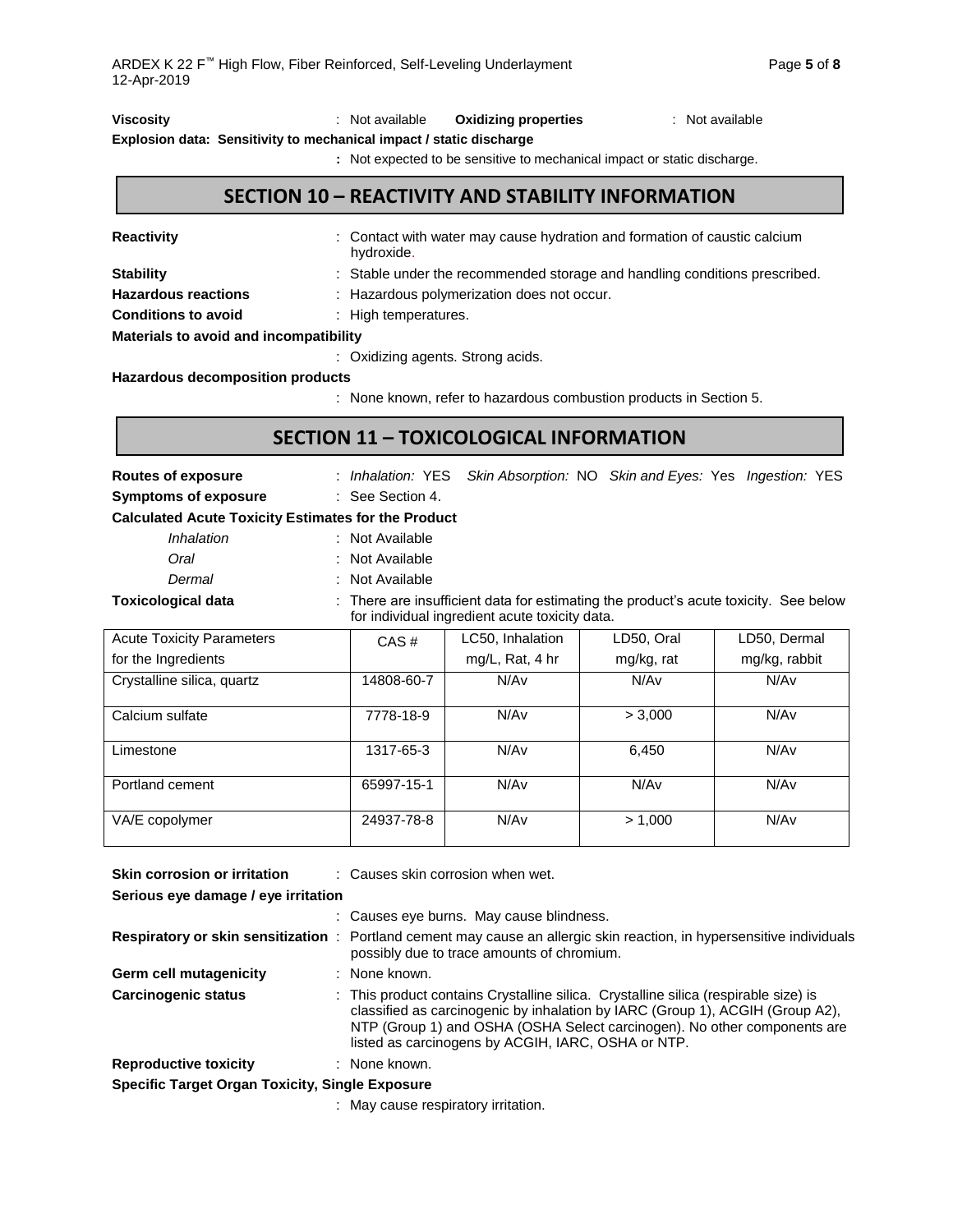**Viscosity** : Not available **Oxidizing properties** : Not available

**Explosion data: Sensitivity to mechanical impact / static discharge**

: Not expected to be sensitive to mechanical impact or static discharge.

## SECTION 10 – REACTIVITY AND STABILITY INFORMATION

**Reactivity** : Contact with water may cause hydration and formation of caustic calcium hydroxide.

**Stability** : Stable under the recommended storage and handling conditions prescribed.

**Hazardous reactions** : Hazardous polymerization does not occur.

**Conditions to avoid** : High temperatures.

**Materials to avoid and incompatibility**

: Oxidizing agents. Strong acids.

**Hazardous decomposition products**

: None known, refer to hazardous combustion products in Section 5.

## SECTION 11 – TOXICOLOGICAL INFORMATION

**Routes of exposure** : *Inhalation:* YES *Skin Absorption:* NO *Skin and Eyes:* Yes *Ingestion:* YES

**Symptoms of exposure** : See Section 4.

**Calculated Acute Toxicity Estimates for the Product**

*Inhalation* : Not Available

*Oral* : Not Available

*Dermal* : Not Available

**Toxicological data** : There are insufficient data for estimating the product's acute toxicity. See below for individual ingredient acute toxicity data.

| Acute Toxicity Parameters for the Ingredients | CAS # | LC50, Inhalation mg/L, Rat, 4 hr | LD50, Oral mg/kg, rat | LD50, Dermal mg/kg, rabbit |
|---|---|---|---|---|
| Crystalline silica, quartz | 14808-60-7 | N/Av | N/Av | N/Av |
| Calcium sulfate | 7778-18-9 | N/Av | > 3,000 | N/Av |
| Limestone | 1317-65-3 | N/Av | 6,450 | N/Av |
| Portland cement | 65997-15-1 | N/Av | N/Av | N/Av |
| VA/E copolymer | 24937-78-8 | N/Av | > 1,000 | N/Av |

**Skin corrosion or irritation** : Causes skin corrosion when wet.

**Serious eye damage / eye irritation**

: Causes eye burns. May cause blindness.

**Respiratory or skin sensitization** : Portland cement may cause an allergic skin reaction, in hypersensitive individuals possibly due to trace amounts of chromium.

**Germ cell mutagenicity** : None known.

**Carcinogenic status** : This product contains Crystalline silica. Crystalline silica (respirable size) is classified as carcinogenic by inhalation by IARC (Group 1), ACGIH (Group A2), NTP (Group 1) and OSHA (OSHA Select carcinogen). No other components are listed as carcinogens by ACGIH, IARC, OSHA or NTP.

**Reproductive toxicity** : None known.

**Specific Target Organ Toxicity, Single Exposure**

: May cause respiratory irritation.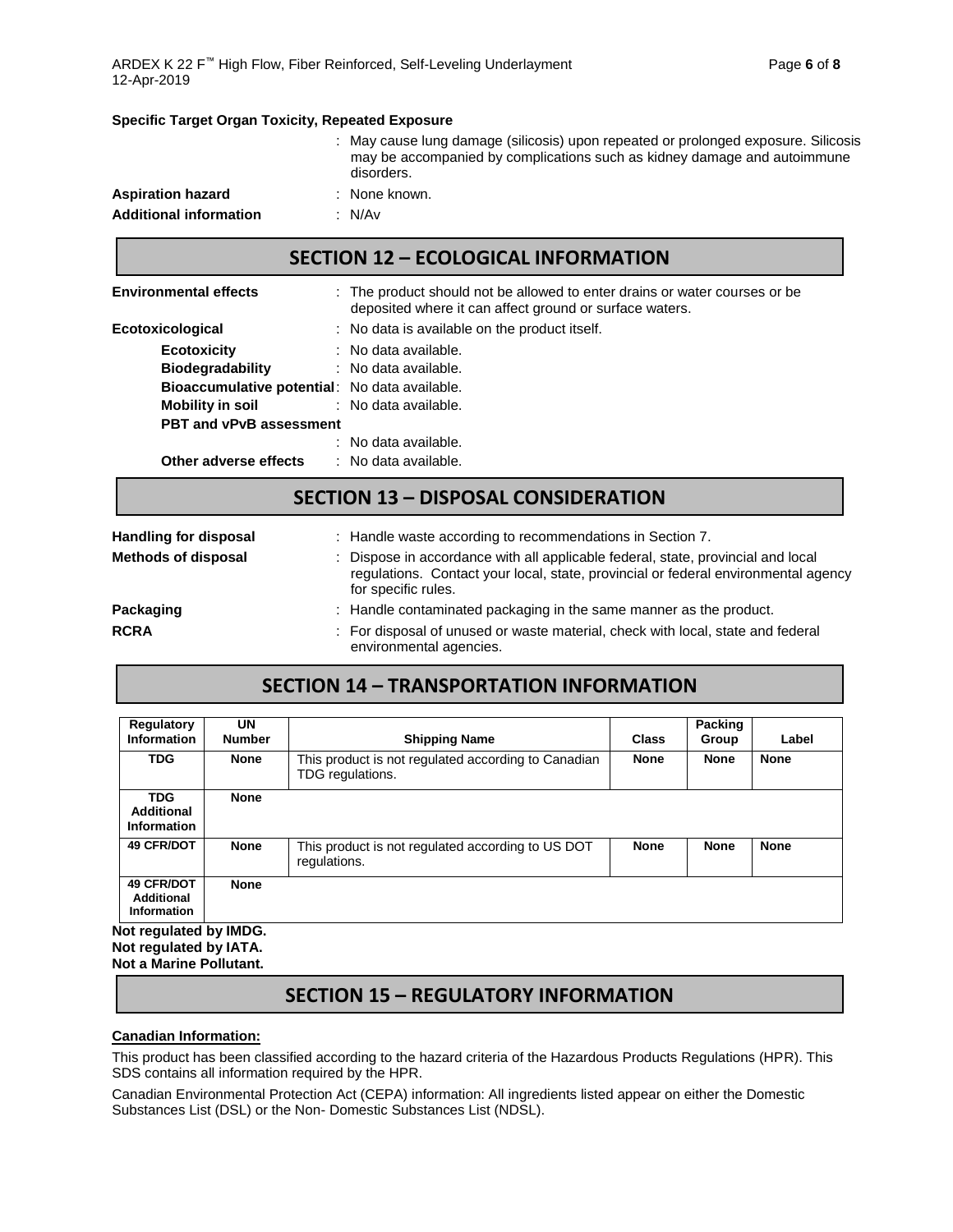**Specific Target Organ Toxicity, Repeated Exposure**

: May cause lung damage (silicosis) upon repeated or prolonged exposure. Silicosis may be accompanied by complications such as kidney damage and autoimmune disorders.

**Aspiration hazard** : None known.

**Additional information** : N/Av

## SECTION 12 – ECOLOGICAL INFORMATION

**Environmental effects** : The product should not be allowed to enter drains or water courses or be deposited where it can affect ground or surface waters.

**Ecotoxicological** : No data is available on the product itself.

- **Ecotoxicity** : No data available.
- **Biodegradability** : No data available.
- **Bioaccumulative potential**: No data available.
- **Mobility in soil** : No data available.
- **PBT and vPvB assessment** : No data available.
- **Other adverse effects** : No data available.

## SECTION 13 – DISPOSAL CONSIDERATION

**Handling for disposal** : Handle waste according to recommendations in Section 7.

**Methods of disposal** : Dispose in accordance with all applicable federal, state, provincial and local regulations. Contact your local, state, provincial or federal environmental agency for specific rules.

**Packaging** : Handle contaminated packaging in the same manner as the product.

**RCRA** : For disposal of unused or waste material, check with local, state and federal environmental agencies.

## SECTION 14 – TRANSPORTATION INFORMATION

| Regulatory Information | UN Number | Shipping Name | Class | Packing Group | Label |
|---|---|---|---|---|---|
| **TDG** | **None** | This product is not regulated according to Canadian TDG regulations. | **None** | **None** | **None** |
| **TDG Additional Information** | **None** | | | | |
| **49 CFR/DOT** | **None** | This product is not regulated according to US DOT regulations. | **None** | **None** | **None** |
| **49 CFR/DOT Additional Information** | **None** | | | | |

**Not regulated by IMDG.**
**Not regulated by IATA.**
**Not a Marine Pollutant.**

## SECTION 15 – REGULATORY INFORMATION

**Canadian Information:**

This product has been classified according to the hazard criteria of the Hazardous Products Regulations (HPR). This SDS contains all information required by the HPR.

Canadian Environmental Protection Act (CEPA) information: All ingredients listed appear on either the Domestic Substances List (DSL) or the Non- Domestic Substances List (NDSL).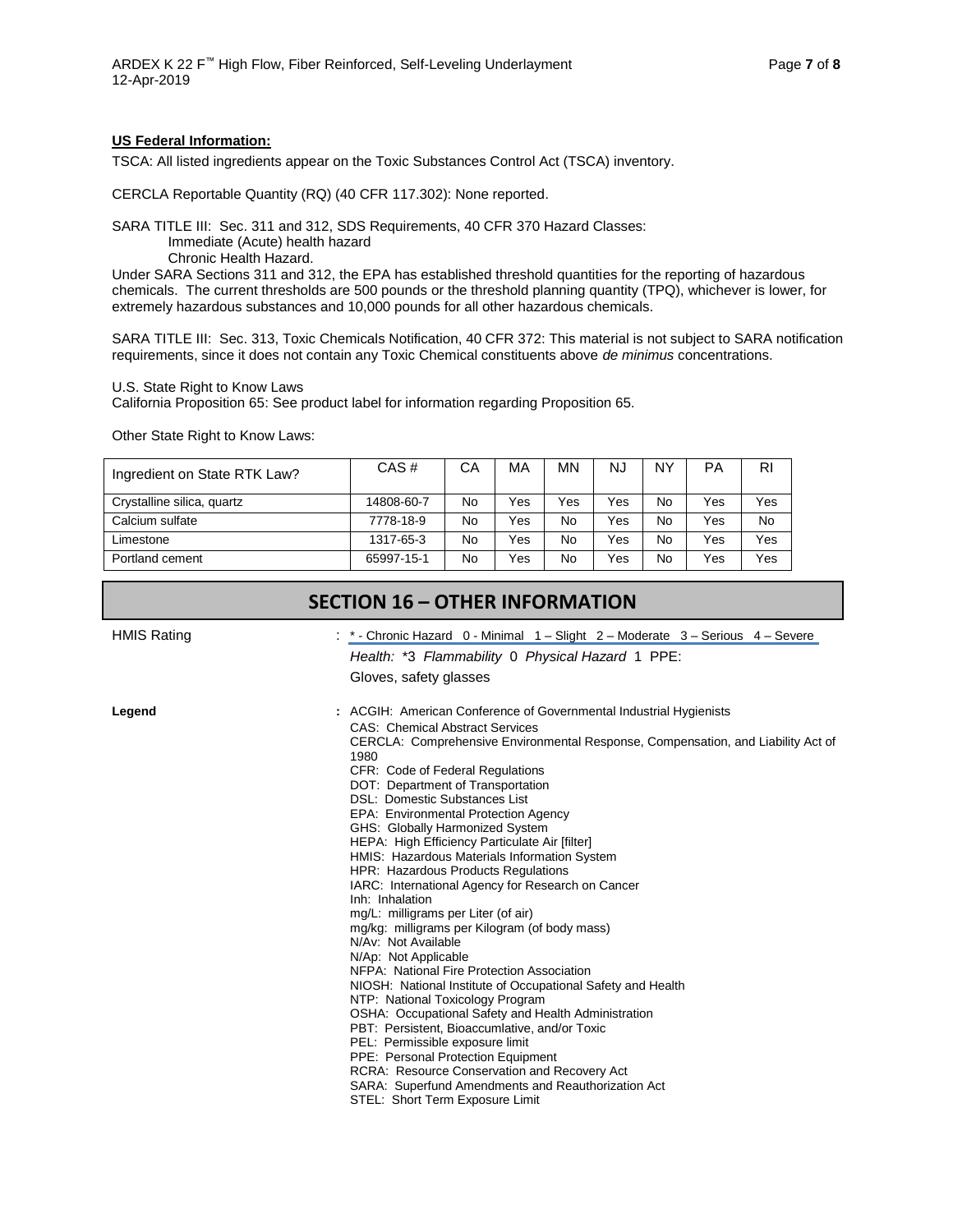**US Federal Information:**

TSCA: All listed ingredients appear on the Toxic Substances Control Act (TSCA) inventory.

CERCLA Reportable Quantity (RQ) (40 CFR 117.302): None reported.

SARA TITLE III: Sec. 311 and 312, SDS Requirements, 40 CFR 370 Hazard Classes:
Immediate (Acute) health hazard
Chronic Health Hazard.

Under SARA Sections 311 and 312, the EPA has established threshold quantities for the reporting of hazardous chemicals. The current thresholds are 500 pounds or the threshold planning quantity (TPQ), whichever is lower, for extremely hazardous substances and 10,000 pounds for all other hazardous chemicals.

SARA TITLE III: Sec. 313, Toxic Chemicals Notification, 40 CFR 372: This material is not subject to SARA notification requirements, since it does not contain any Toxic Chemical constituents above *de minimus* concentrations.

U.S. State Right to Know Laws
California Proposition 65: See product label for information regarding Proposition 65.

Other State Right to Know Laws:

| Ingredient on State RTK Law? | CAS # | CA | MA | MN | NJ | NY | PA | RI |
|---|---|---|---|---|---|---|---|---|
| Crystalline silica, quartz | 14808-60-7 | No | Yes | Yes | Yes | No | Yes | Yes |
| Calcium sulfate | 7778-18-9 | No | Yes | No | Yes | No | Yes | No |
| Limestone | 1317-65-3 | No | Yes | No | Yes | No | Yes | Yes |
| Portland cement | 65997-15-1 | No | Yes | No | Yes | No | Yes | Yes |

## SECTION 16 – OTHER INFORMATION

HMIS Rating : * - Chronic Hazard 0 - Minimal 1 – Slight 2 – Moderate 3 – Serious 4 – Severe

*Health:* *3 *Flammability* 0 *Physical Hazard* 1 PPE:
Gloves, safety glasses

**Legend** : ACGIH: American Conference of Governmental Industrial Hygienists
CAS: Chemical Abstract Services
CERCLA: Comprehensive Environmental Response, Compensation, and Liability Act of 1980
CFR: Code of Federal Regulations
DOT: Department of Transportation
DSL: Domestic Substances List
EPA: Environmental Protection Agency
GHS: Globally Harmonized System
HEPA: High Efficiency Particulate Air [filter]
HMIS: Hazardous Materials Information System
HPR: Hazardous Products Regulations
IARC: International Agency for Research on Cancer
Inh: Inhalation
mg/L: milligrams per Liter (of air)
mg/kg: milligrams per Kilogram (of body mass)
N/Av: Not Available
N/Ap: Not Applicable
NFPA: National Fire Protection Association
NIOSH: National Institute of Occupational Safety and Health
NTP: National Toxicology Program
OSHA: Occupational Safety and Health Administration
PBT: Persistent, Bioaccumlative, and/or Toxic
PEL: Permissible exposure limit
PPE: Personal Protection Equipment
RCRA: Resource Conservation and Recovery Act
SARA: Superfund Amendments and Reauthorization Act
STEL: Short Term Exposure Limit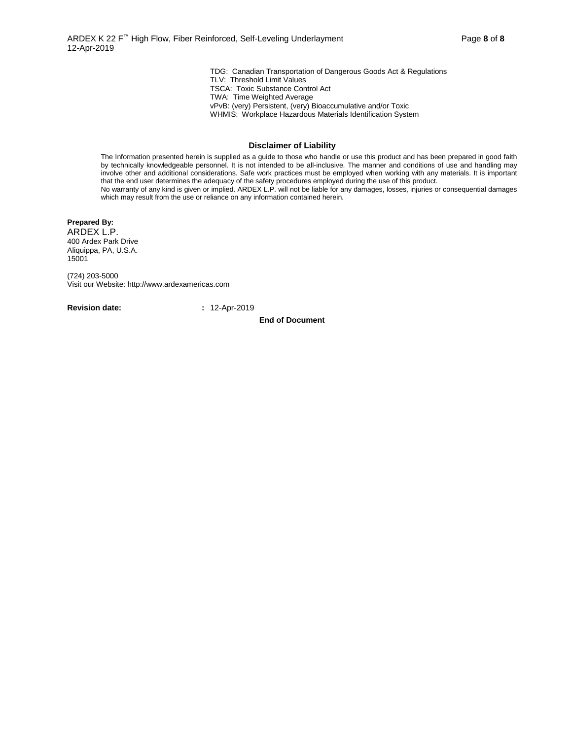TDG: Canadian Transportation of Dangerous Goods Act & Regulations
TLV: Threshold Limit Values
TSCA: Toxic Substance Control Act
TWA: Time Weighted Average
vPvB: (very) Persistent, (very) Bioaccumulative and/or Toxic
WHMIS: Workplace Hazardous Materials Identification System

## Disclaimer of Liability

The Information presented herein is supplied as a guide to those who handle or use this product and has been prepared in good faith by technically knowledgeable personnel. It is not intended to be all-inclusive. The manner and conditions of use and handling may involve other and additional considerations. Safe work practices must be employed when working with any materials. It is important that the end user determines the adequacy of the safety procedures employed during the use of this product.
No warranty of any kind is given or implied. ARDEX L.P. will not be liable for any damages, losses, injuries or consequential damages which may result from the use or reliance on any information contained herein.

**Prepared By:**
ARDEX L.P.
400 Ardex Park Drive
Aliquippa, PA, U.S.A.
15001

(724) 203-5000
Visit our Website: http://www.ardexamericas.com

**Revision date:** **:** 12-Apr-2019

**End of Document**